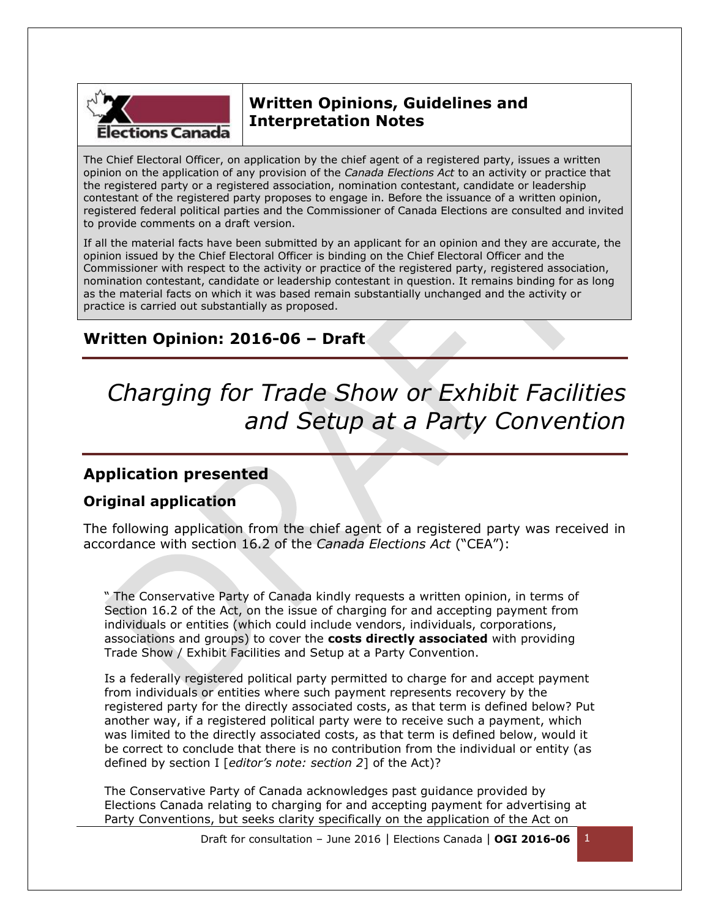**Written Opinions, Guidelines and Interpretation Notes**

The Chief Electoral Officer, on application by the chief agent of a registered party, issues a written opinion on the application of any provision of the *Canada Elections Act* to an activity or practice that the registered party or a registered association, nomination contestant, candidate or leadership contestant of the registered party proposes to engage in. Before the issuance of a written opinion, registered federal political parties and the Commissioner of Canada Elections are consulted and invited to provide comments on a draft version.

If all the material facts have been submitted by an applicant for an opinion and they are accurate, the opinion issued by the Chief Electoral Officer is binding on the Chief Electoral Officer and the Commissioner with respect to the activity or practice of the registered party, registered association, nomination contestant, candidate or leadership contestant in question. It remains binding for as long as the material facts on which it was based remain substantially unchanged and the activity or practice is carried out substantially as proposed.

## Written Opinion: 2016-06 – Draft

# *Charging for Trade Show or Exhibit Facilities and Setup at a Party Convention*

## Application presented

### Original application

The following application from the chief agent of a registered party was received in accordance with section 16.2 of the *Canada Elections Act* ("CEA"):

> " The Conservative Party of Canada kindly requests a written opinion, in terms of Section 16.2 of the Act, on the issue of charging for and accepting payment from individuals or entities (which could include vendors, individuals, corporations, associations and groups) to cover the **costs directly associated** with providing Trade Show / Exhibit Facilities and Setup at a Party Convention.
>
> Is a federally registered political party permitted to charge for and accept payment from individuals or entities where such payment represents recovery by the registered party for the directly associated costs, as that term is defined below? Put another way, if a registered political party were to receive such a payment, which was limited to the directly associated costs, as that term is defined below, would it be correct to conclude that there is no contribution from the individual or entity (as defined by section I [*editor's note: section 2*] of the Act)?
>
> The Conservative Party of Canada acknowledges past guidance provided by Elections Canada relating to charging for and accepting payment for advertising at Party Conventions, but seeks clarity specifically on the application of the Act on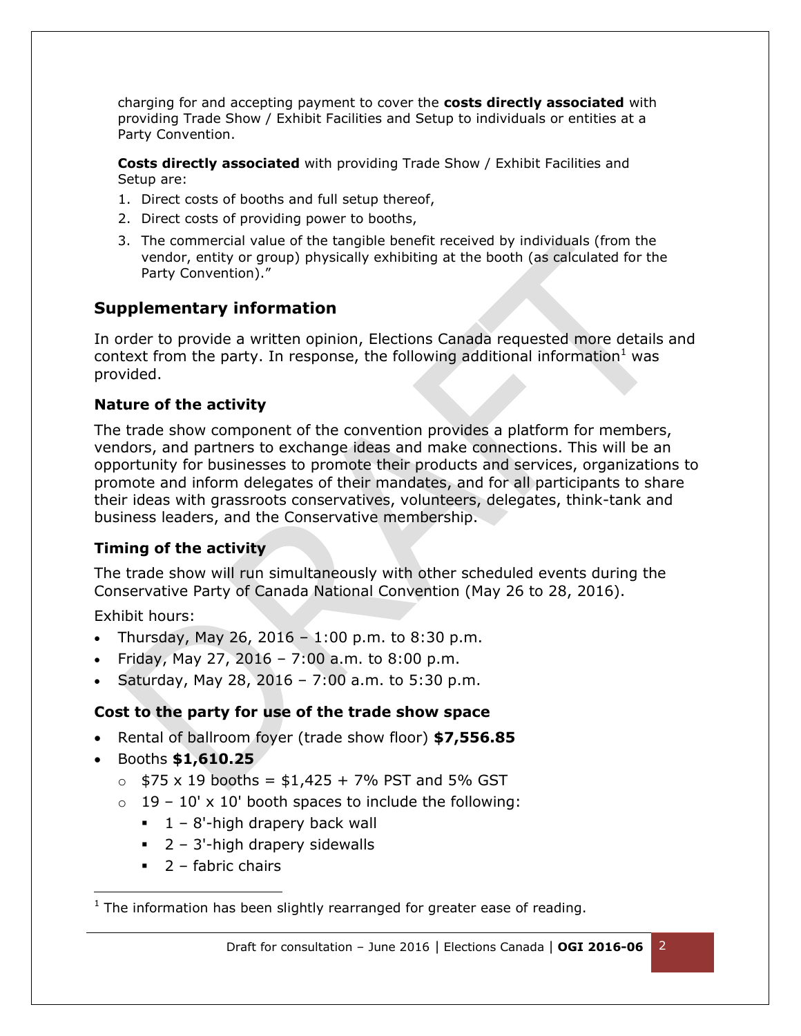charging for and accepting payment to cover the **costs directly associated** with providing Trade Show / Exhibit Facilities and Setup to individuals or entities at a Party Convention.

**Costs directly associated** with providing Trade Show / Exhibit Facilities and Setup are:

1. Direct costs of booths and full setup thereof,
2. Direct costs of providing power to booths,
3. The commercial value of the tangible benefit received by individuals (from the vendor, entity or group) physically exhibiting at the booth (as calculated for the Party Convention)."

## Supplementary information

In order to provide a written opinion, Elections Canada requested more details and context from the party. In response, the following additional information[1] was provided.

### Nature of the activity

The trade show component of the convention provides a platform for members, vendors, and partners to exchange ideas and make connections. This will be an opportunity for businesses to promote their products and services, organizations to promote and inform delegates of their mandates, and for all participants to share their ideas with grassroots conservatives, volunteers, delegates, think-tank and business leaders, and the Conservative membership.

### Timing of the activity

The trade show will run simultaneously with other scheduled events during the Conservative Party of Canada National Convention (May 26 to 28, 2016).

Exhibit hours:

- Thursday, May 26, 2016 – 1:00 p.m. to 8:30 p.m.
- Friday, May 27, 2016 – 7:00 a.m. to 8:00 p.m.
- Saturday, May 28, 2016 – 7:00 a.m. to 5:30 p.m.

### Cost to the party for use of the trade show space

- Rental of ballroom foyer (trade show floor) **$7,556.85**
- Booths **$1,610.25**
  - $75 x 19 booths = $1,425 + 7% PST and 5% GST
  - 19 – 10' x 10' booth spaces to include the following:
    - 1 – 8'-high drapery back wall
    - 2 – 3'-high drapery sidewalls
    - 2 – fabric chairs

[1] The information has been slightly rearranged for greater ease of reading.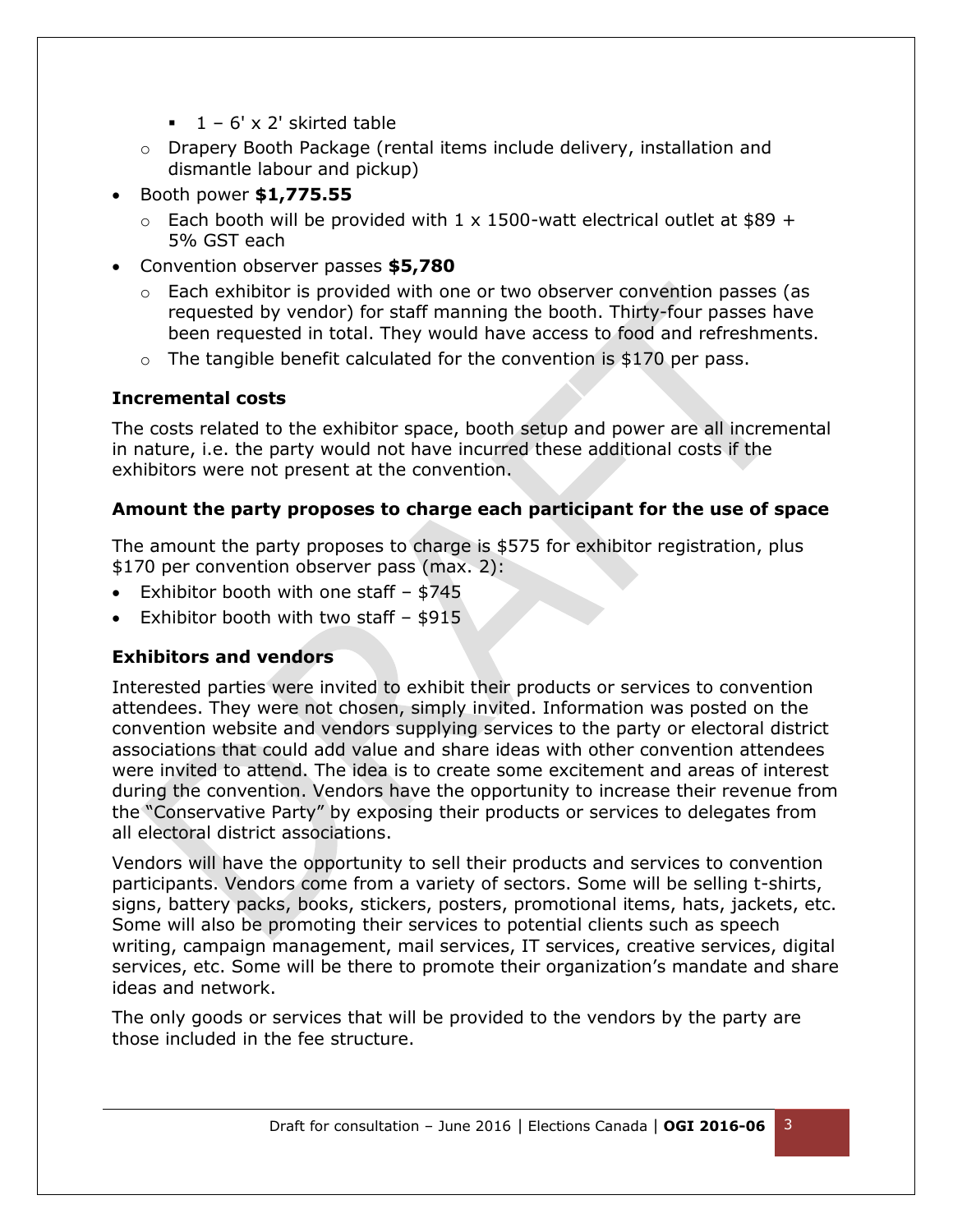- 1 – 6' x 2' skirted table
    - Drapery Booth Package (rental items include delivery, installation and dismantle labour and pickup)
- Booth power **$1,775.55**
    - Each booth will be provided with 1 x 1500-watt electrical outlet at $89 + 5% GST each
- Convention observer passes **$5,780**
    - Each exhibitor is provided with one or two observer convention passes (as requested by vendor) for staff manning the booth. Thirty-four passes have been requested in total. They would have access to food and refreshments.
    - The tangible benefit calculated for the convention is $170 per pass.

### Incremental costs

The costs related to the exhibitor space, booth setup and power are all incremental in nature, i.e. the party would not have incurred these additional costs if the exhibitors were not present at the convention.

### Amount the party proposes to charge each participant for the use of space

The amount the party proposes to charge is $575 for exhibitor registration, plus $170 per convention observer pass (max. 2):

- Exhibitor booth with one staff – $745
- Exhibitor booth with two staff – $915

### Exhibitors and vendors

Interested parties were invited to exhibit their products or services to convention attendees. They were not chosen, simply invited. Information was posted on the convention website and vendors supplying services to the party or electoral district associations that could add value and share ideas with other convention attendees were invited to attend. The idea is to create some excitement and areas of interest during the convention. Vendors have the opportunity to increase their revenue from the "Conservative Party" by exposing their products or services to delegates from all electoral district associations.

Vendors will have the opportunity to sell their products and services to convention participants. Vendors come from a variety of sectors. Some will be selling t-shirts, signs, battery packs, books, stickers, posters, promotional items, hats, jackets, etc. Some will also be promoting their services to potential clients such as speech writing, campaign management, mail services, IT services, creative services, digital services, etc. Some will be there to promote their organization's mandate and share ideas and network.

The only goods or services that will be provided to the vendors by the party are those included in the fee structure.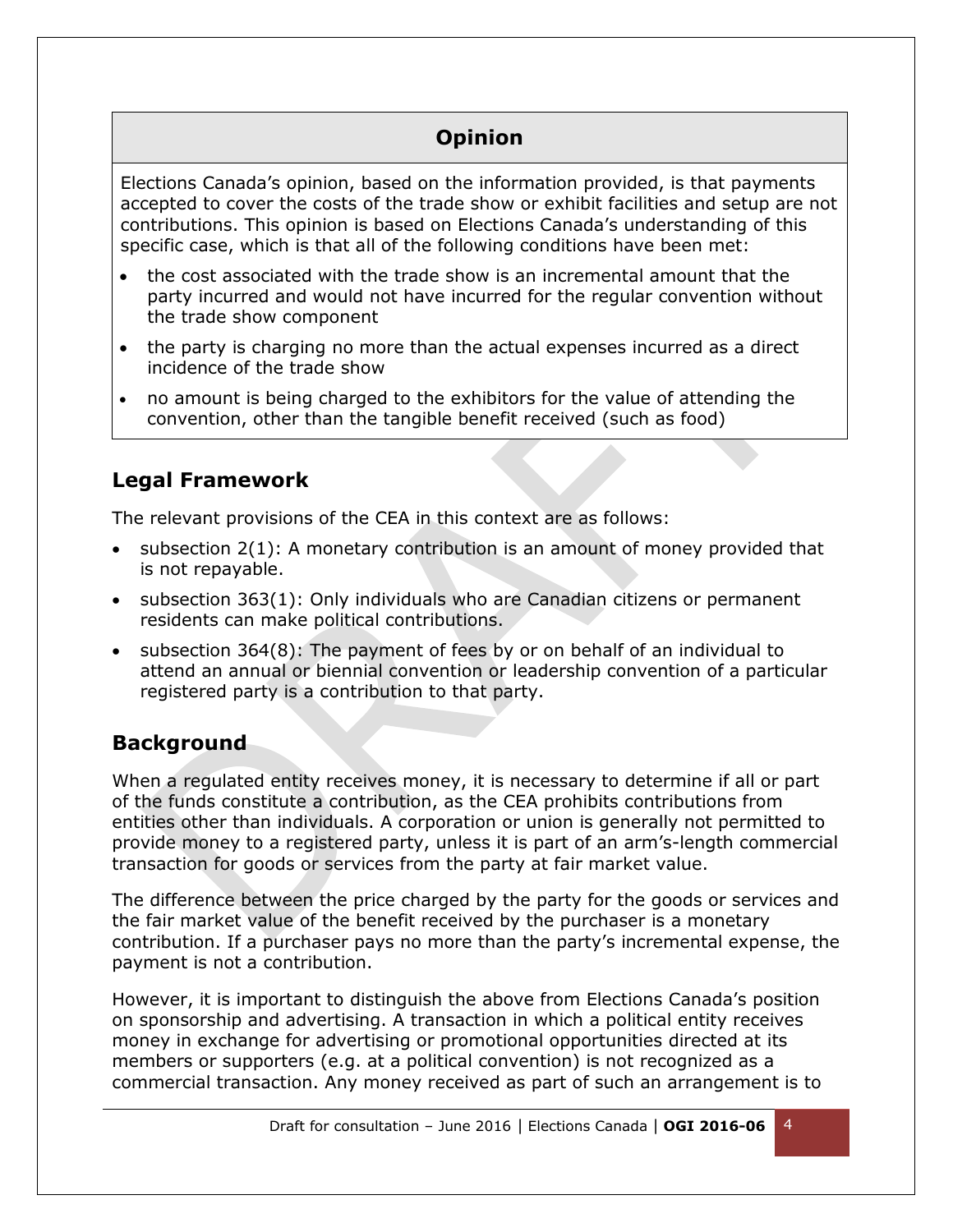## Opinion

Elections Canada's opinion, based on the information provided, is that payments accepted to cover the costs of the trade show or exhibit facilities and setup are not contributions. This opinion is based on Elections Canada's understanding of this specific case, which is that all of the following conditions have been met:

- the cost associated with the trade show is an incremental amount that the party incurred and would not have incurred for the regular convention without the trade show component
- the party is charging no more than the actual expenses incurred as a direct incidence of the trade show
- no amount is being charged to the exhibitors for the value of attending the convention, other than the tangible benefit received (such as food)

## Legal Framework

The relevant provisions of the CEA in this context are as follows:

- subsection 2(1): A monetary contribution is an amount of money provided that is not repayable.
- subsection 363(1): Only individuals who are Canadian citizens or permanent residents can make political contributions.
- subsection 364(8): The payment of fees by or on behalf of an individual to attend an annual or biennial convention or leadership convention of a particular registered party is a contribution to that party.

## Background

When a regulated entity receives money, it is necessary to determine if all or part of the funds constitute a contribution, as the CEA prohibits contributions from entities other than individuals. A corporation or union is generally not permitted to provide money to a registered party, unless it is part of an arm's-length commercial transaction for goods or services from the party at fair market value.

The difference between the price charged by the party for the goods or services and the fair market value of the benefit received by the purchaser is a monetary contribution. If a purchaser pays no more than the party's incremental expense, the payment is not a contribution.

However, it is important to distinguish the above from Elections Canada's position on sponsorship and advertising. A transaction in which a political entity receives money in exchange for advertising or promotional opportunities directed at its members or supporters (e.g. at a political convention) is not recognized as a commercial transaction. Any money received as part of such an arrangement is to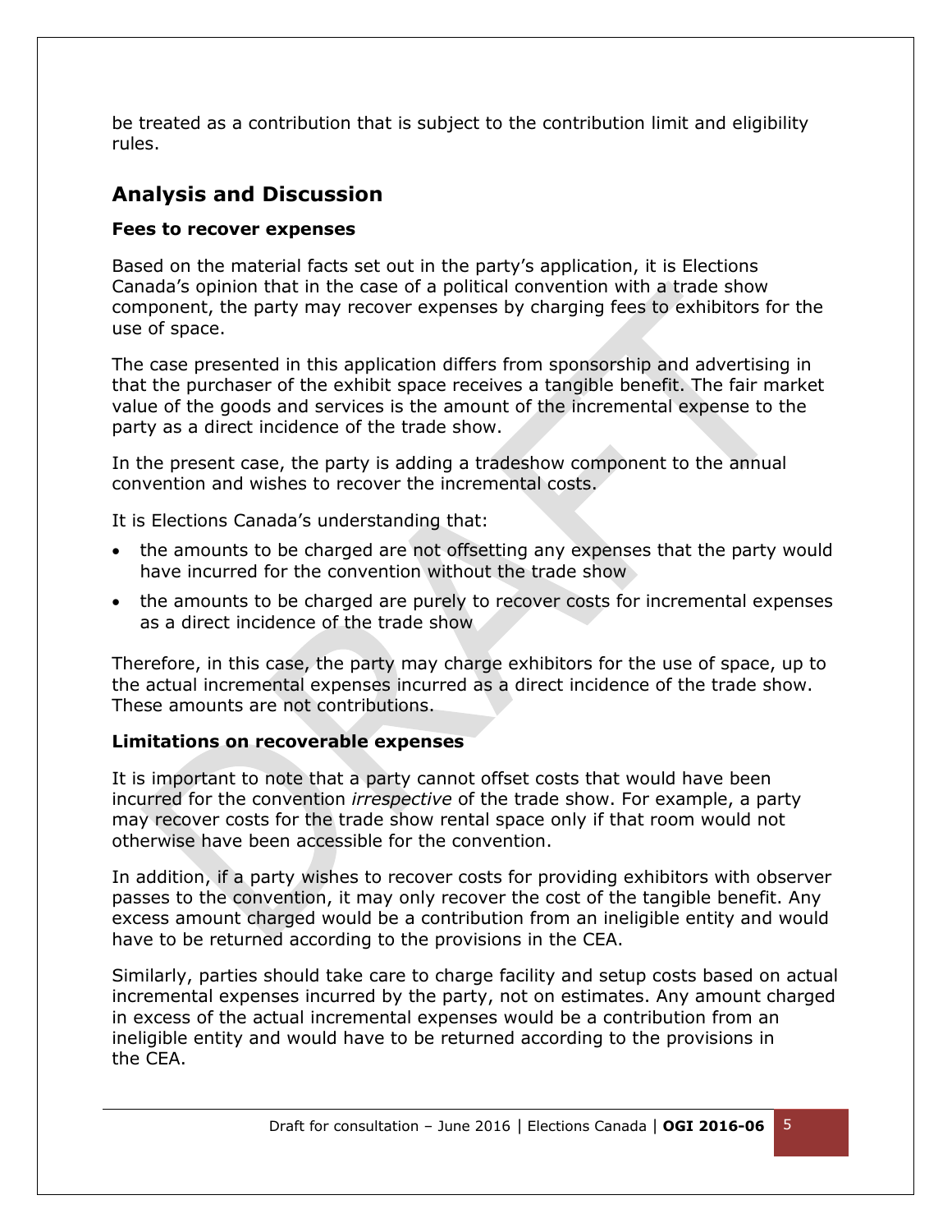be treated as a contribution that is subject to the contribution limit and eligibility rules.

## Analysis and Discussion

### Fees to recover expenses

Based on the material facts set out in the party's application, it is Elections Canada's opinion that in the case of a political convention with a trade show component, the party may recover expenses by charging fees to exhibitors for the use of space.

The case presented in this application differs from sponsorship and advertising in that the purchaser of the exhibit space receives a tangible benefit. The fair market value of the goods and services is the amount of the incremental expense to the party as a direct incidence of the trade show.

In the present case, the party is adding a tradeshow component to the annual convention and wishes to recover the incremental costs.

It is Elections Canada's understanding that:

- the amounts to be charged are not offsetting any expenses that the party would have incurred for the convention without the trade show
- the amounts to be charged are purely to recover costs for incremental expenses as a direct incidence of the trade show

Therefore, in this case, the party may charge exhibitors for the use of space, up to the actual incremental expenses incurred as a direct incidence of the trade show. These amounts are not contributions.

### Limitations on recoverable expenses

It is important to note that a party cannot offset costs that would have been incurred for the convention *irrespective* of the trade show. For example, a party may recover costs for the trade show rental space only if that room would not otherwise have been accessible for the convention.

In addition, if a party wishes to recover costs for providing exhibitors with observer passes to the convention, it may only recover the cost of the tangible benefit. Any excess amount charged would be a contribution from an ineligible entity and would have to be returned according to the provisions in the CEA.

Similarly, parties should take care to charge facility and setup costs based on actual incremental expenses incurred by the party, not on estimates. Any amount charged in excess of the actual incremental expenses would be a contribution from an ineligible entity and would have to be returned according to the provisions in the CEA.